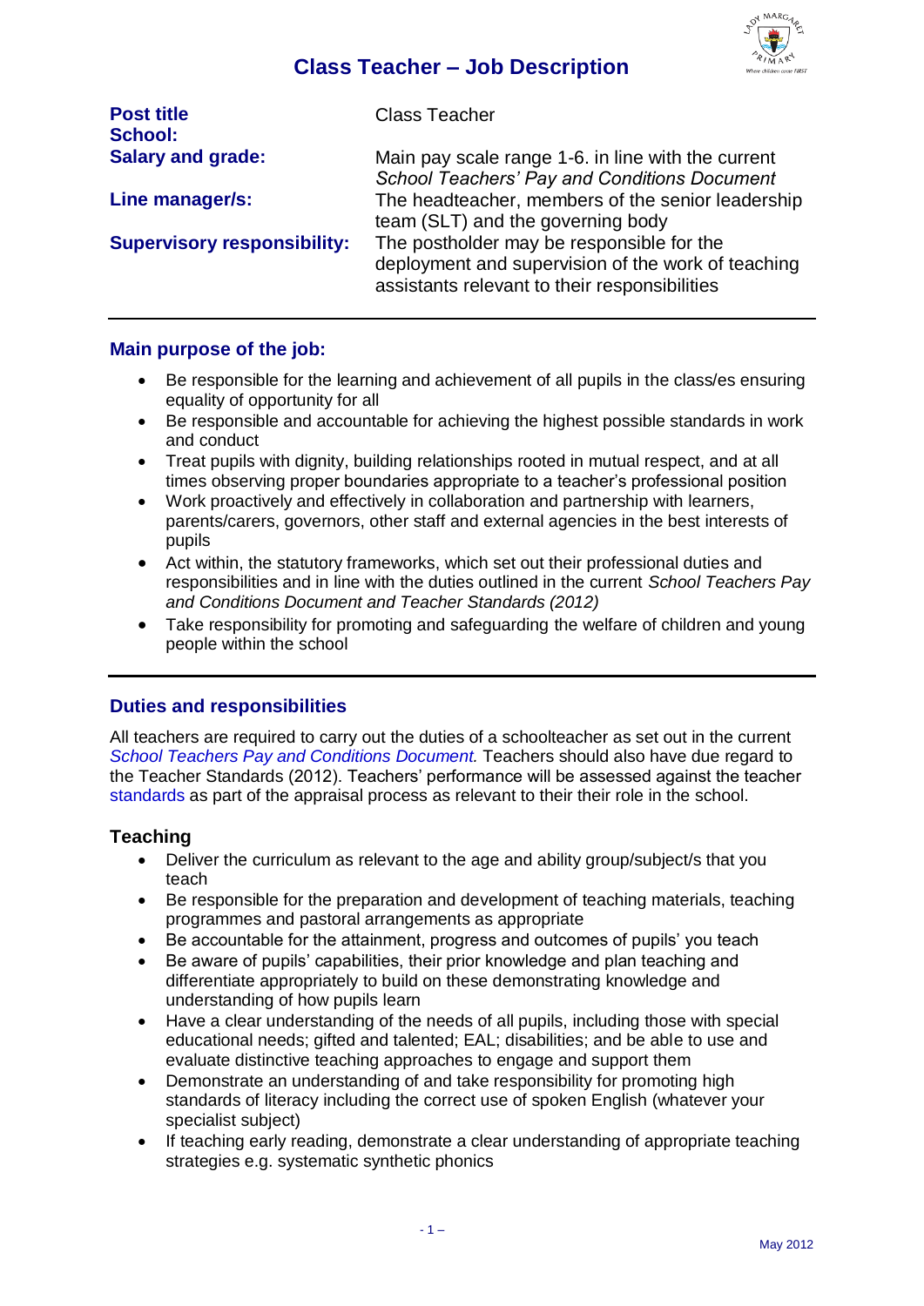# Class Teacher – Job Description

| | |
|---|---|
| **Post title** | Class Teacher |
| **School:** | |
| **Salary and grade:** | Main pay scale range 1-6. in line with the current *School Teachers' Pay and Conditions Document* |
| **Line manager/s:** | The headteacher, members of the senior leadership team (SLT) and the governing body |
| **Supervisory responsibility:** | The postholder may be responsible for the deployment and supervision of the work of teaching assistants relevant to their responsibilities |

## Main purpose of the job:

- Be responsible for the learning and achievement of all pupils in the class/es ensuring equality of opportunity for all
- Be responsible and accountable for achieving the highest possible standards in work and conduct
- Treat pupils with dignity, building relationships rooted in mutual respect, and at all times observing proper boundaries appropriate to a teacher's professional position
- Work proactively and effectively in collaboration and partnership with learners, parents/carers, governors, other staff and external agencies in the best interests of pupils
- Act within, the statutory frameworks, which set out their professional duties and responsibilities and in line with the duties outlined in the current *School Teachers Pay and Conditions Document and Teacher Standards (2012)*
- Take responsibility for promoting and safeguarding the welfare of children and young people within the school

## Duties and responsibilities

All teachers are required to carry out the duties of a schoolteacher as set out in the current *School Teachers Pay and Conditions Document.* Teachers should also have due regard to the Teacher Standards (2012). Teachers' performance will be assessed against the teacher standards as part of the appraisal process as relevant to their their role in the school.

### Teaching

- Deliver the curriculum as relevant to the age and ability group/subject/s that you teach
- Be responsible for the preparation and development of teaching materials, teaching programmes and pastoral arrangements as appropriate
- Be accountable for the attainment, progress and outcomes of pupils' you teach
- Be aware of pupils' capabilities, their prior knowledge and plan teaching and differentiate appropriately to build on these demonstrating knowledge and understanding of how pupils learn
- Have a clear understanding of the needs of all pupils, including those with special educational needs; gifted and talented; EAL; disabilities; and be able to use and evaluate distinctive teaching approaches to engage and support them
- Demonstrate an understanding of and take responsibility for promoting high standards of literacy including the correct use of spoken English (whatever your specialist subject)
- If teaching early reading, demonstrate a clear understanding of appropriate teaching strategies e.g. systematic synthetic phonics

May 2012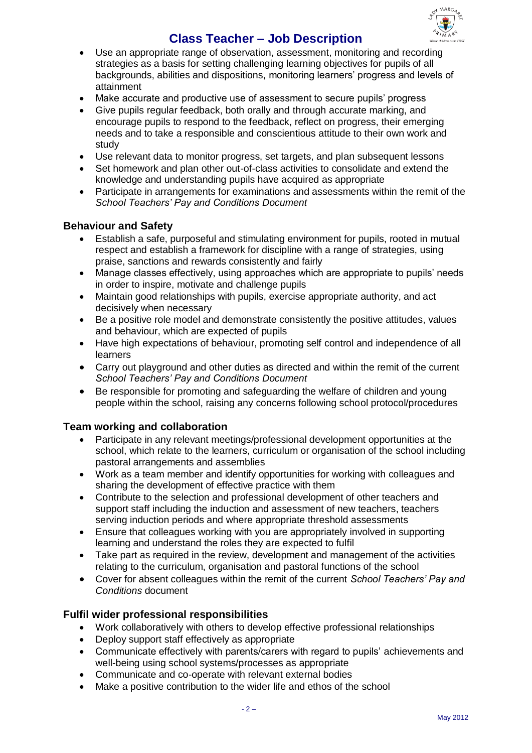- Use an appropriate range of observation, assessment, monitoring and recording strategies as a basis for setting challenging learning objectives for pupils of all backgrounds, abilities and dispositions, monitoring learners' progress and levels of attainment
- Make accurate and productive use of assessment to secure pupils' progress
- Give pupils regular feedback, both orally and through accurate marking, and encourage pupils to respond to the feedback, reflect on progress, their emerging needs and to take a responsible and conscientious attitude to their own work and study
- Use relevant data to monitor progress, set targets, and plan subsequent lessons
- Set homework and plan other out-of-class activities to consolidate and extend the knowledge and understanding pupils have acquired as appropriate
- Participate in arrangements for examinations and assessments within the remit of the *School Teachers' Pay and Conditions Document*

### Behaviour and Safety

- Establish a safe, purposeful and stimulating environment for pupils, rooted in mutual respect and establish a framework for discipline with a range of strategies, using praise, sanctions and rewards consistently and fairly
- Manage classes effectively, using approaches which are appropriate to pupils' needs in order to inspire, motivate and challenge pupils
- Maintain good relationships with pupils, exercise appropriate authority, and act decisively when necessary
- Be a positive role model and demonstrate consistently the positive attitudes, values and behaviour, which are expected of pupils
- Have high expectations of behaviour, promoting self control and independence of all learners
- Carry out playground and other duties as directed and within the remit of the current *School Teachers' Pay and Conditions Document*
- Be responsible for promoting and safeguarding the welfare of children and young people within the school, raising any concerns following school protocol/procedures

### Team working and collaboration

- Participate in any relevant meetings/professional development opportunities at the school, which relate to the learners, curriculum or organisation of the school including pastoral arrangements and assemblies
- Work as a team member and identify opportunities for working with colleagues and sharing the development of effective practice with them
- Contribute to the selection and professional development of other teachers and support staff including the induction and assessment of new teachers, teachers serving induction periods and where appropriate threshold assessments
- Ensure that colleagues working with you are appropriately involved in supporting learning and understand the roles they are expected to fulfil
- Take part as required in the review, development and management of the activities relating to the curriculum, organisation and pastoral functions of the school
- Cover for absent colleagues within the remit of the current *School Teachers' Pay and Conditions* document

### Fulfil wider professional responsibilities

- Work collaboratively with others to develop effective professional relationships
- Deploy support staff effectively as appropriate
- Communicate effectively with parents/carers with regard to pupils' achievements and well-being using school systems/processes as appropriate
- Communicate and co-operate with relevant external bodies
- Make a positive contribution to the wider life and ethos of the school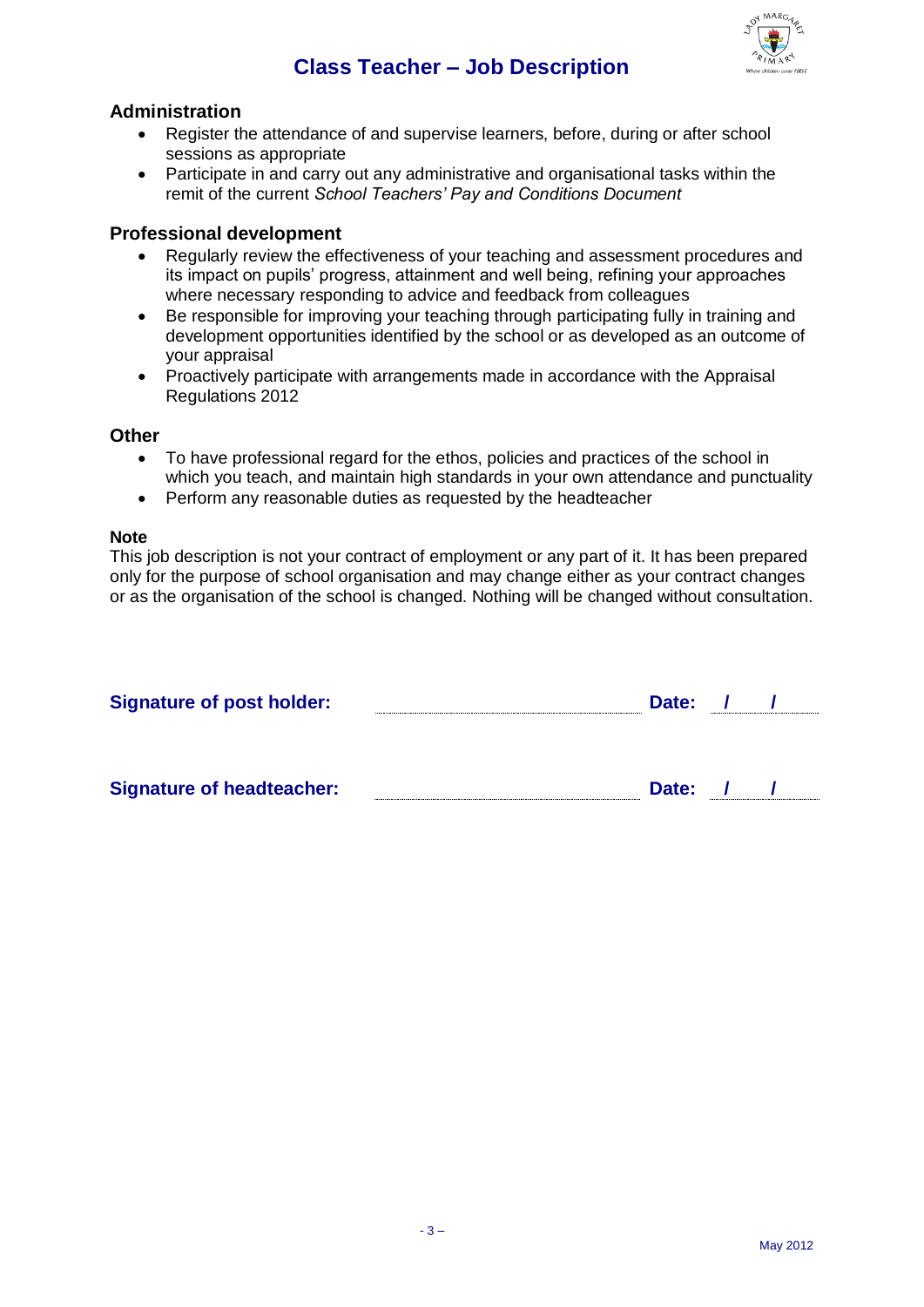# Class Teacher – Job Description

## Administration

- Register the attendance of and supervise learners, before, during or after school sessions as appropriate
- Participate in and carry out any administrative and organisational tasks within the remit of the current *School Teachers' Pay and Conditions Document*

## Professional development

- Regularly review the effectiveness of your teaching and assessment procedures and its impact on pupils' progress, attainment and well being, refining your approaches where necessary responding to advice and feedback from colleagues
- Be responsible for improving your teaching through participating fully in training and development opportunities identified by the school or as developed as an outcome of your appraisal
- Proactively participate with arrangements made in accordance with the Appraisal Regulations 2012

## Other

- To have professional regard for the ethos, policies and practices of the school in which you teach, and maintain high standards in your own attendance and punctuality
- Perform any reasonable duties as requested by the headteacher

**Note**

This job description is not your contract of employment or any part of it. It has been prepared only for the purpose of school organisation and may change either as your contract changes or as the organisation of the school is changed. Nothing will be changed without consultation.

**Signature of post holder:** ______________________ **Date:** / /

**Signature of headteacher:** ______________________ **Date:** / /